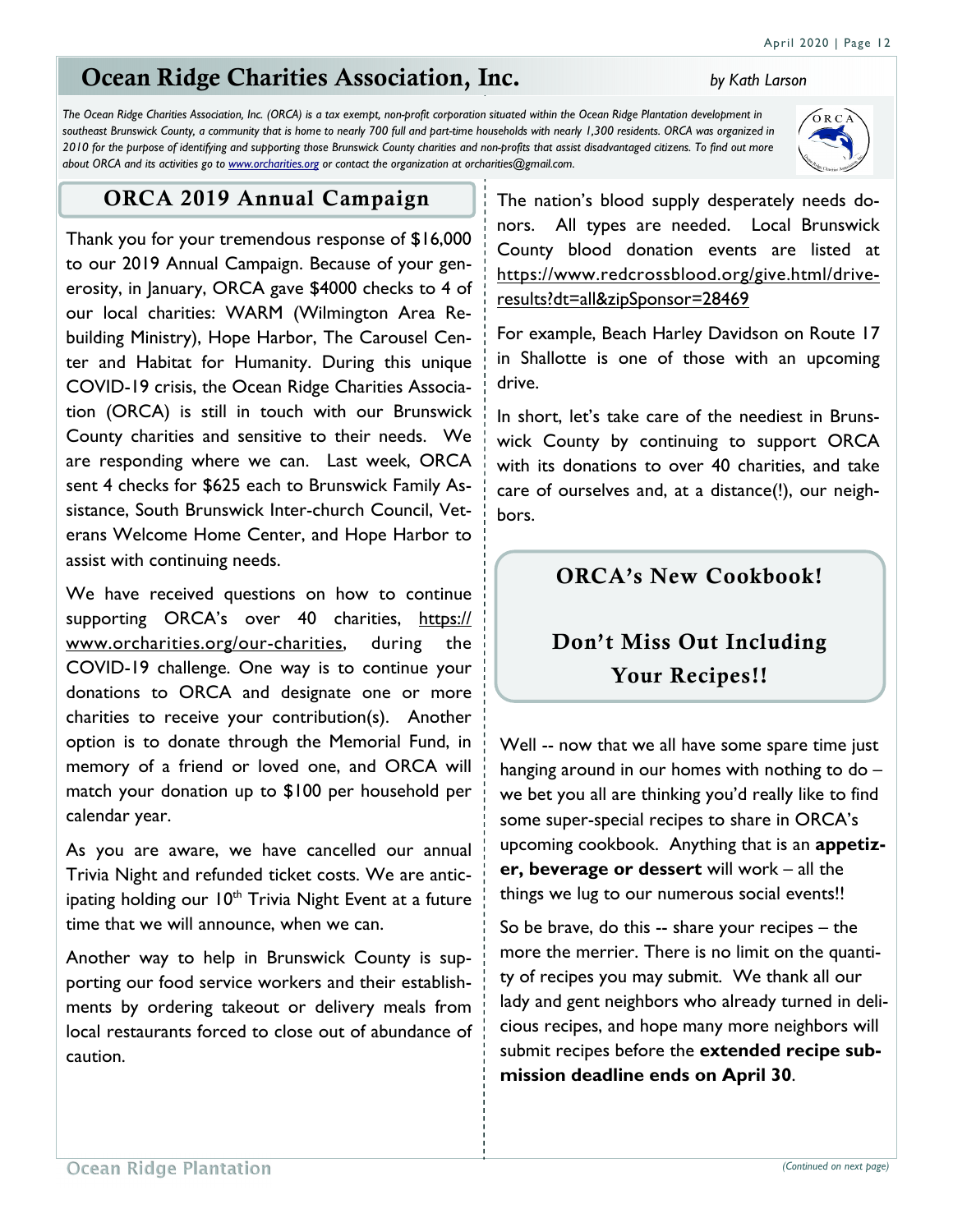# Ocean Ridge Charities Association, Inc.

*by Kath Larson*

*The Ocean Ridge Charities Association, Inc. (ORCA) is a tax exempt, non-profit corporation situated within the Ocean Ridge Plantation development in southeast Brunswick County, a community that is home to nearly 700 full and part-time households with nearly 1,300 residents. ORCA was organized in 2010 for the purpose of identifying and supporting those Brunswick County charities and non-profits that assist disadvantaged citizens. To find out more about ORCA and its activities go to www.orcharities.org or contact the organization at orcharities@gmail.com.*

## ORCA 2019 Annual Campaign

Thank you for your tremendous response of $16,000 to our 2019 Annual Campaign. Because of your generosity, in January, ORCA gave $4000 checks to 4 of our local charities: WARM (Wilmington Area Rebuilding Ministry), Hope Harbor, The Carousel Center and Habitat for Humanity. During this unique COVID-19 crisis, the Ocean Ridge Charities Association (ORCA) is still in touch with our Brunswick County charities and sensitive to their needs. We are responding where we can. Last week, ORCA sent 4 checks for $625 each to Brunswick Family Assistance, South Brunswick Inter-church Council, Veterans Welcome Home Center, and Hope Harbor to assist with continuing needs.

We have received questions on how to continue supporting ORCA's over 40 charities, https://www.orcharities.org/our-charities, during the COVID-19 challenge. One way is to continue your donations to ORCA and designate one or more charities to receive your contribution(s). Another option is to donate through the Memorial Fund, in memory of a friend or loved one, and ORCA will match your donation up to $100 per household per calendar year.

As you are aware, we have cancelled our annual Trivia Night and refunded ticket costs. We are anticipating holding our 10th Trivia Night Event at a future time that we will announce, when we can.

Another way to help in Brunswick County is supporting our food service workers and their establishments by ordering takeout or delivery meals from local restaurants forced to close out of abundance of caution.

The nation's blood supply desperately needs donors. All types are needed. Local Brunswick County blood donation events are listed at https://www.redcrossblood.org/give.html/drive-results?dt=all&zipSponsor=28469

For example, Beach Harley Davidson on Route 17 in Shallotte is one of those with an upcoming drive.

In short, let's take care of the neediest in Brunswick County by continuing to support ORCA with its donations to over 40 charities, and take care of ourselves and, at a distance(!), our neighbors.

## ORCA's New Cookbook!

## Don't Miss Out Including Your Recipes!!

Well -- now that we all have some spare time just hanging around in our homes with nothing to do – we bet you all are thinking you'd really like to find some super-special recipes to share in ORCA's upcoming cookbook. Anything that is an **appetizer, beverage or dessert** will work – all the things we lug to our numerous social events!!

So be brave, do this -- share your recipes – the more the merrier. There is no limit on the quantity of recipes you may submit. We thank all our lady and gent neighbors who already turned in delicious recipes, and hope many more neighbors will submit recipes before the **extended recipe submission deadline ends on April 30**.

*(Continued on next page)*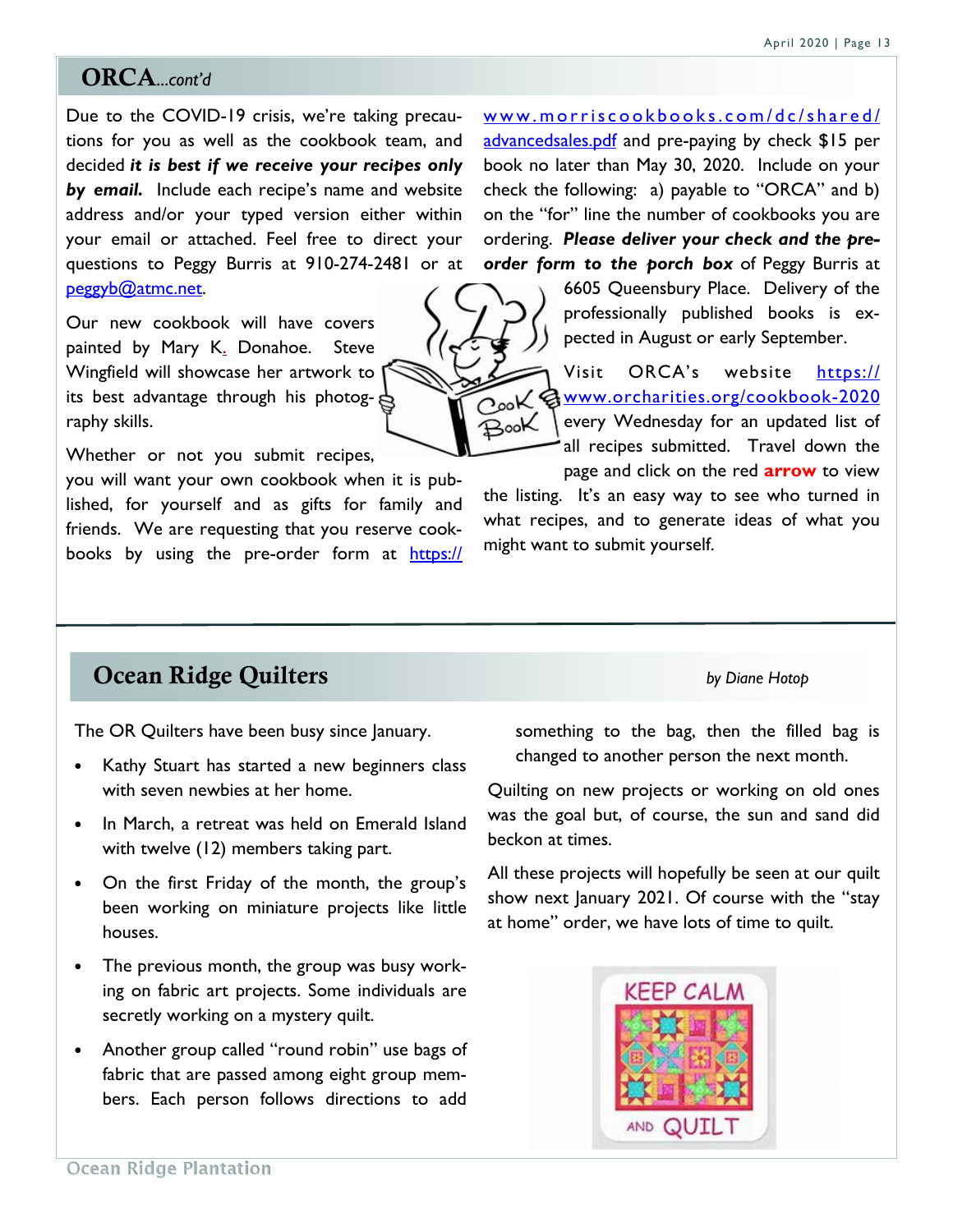## ORCA...cont'd

Due to the COVID-19 crisis, we're taking precautions for you as well as the cookbook team, and decided ***it is best if we receive your recipes only by email.*** Include each recipe's name and website address and/or your typed version either within your email or attached. Feel free to direct your questions to Peggy Burris at 910-274-2481 or at peggyb@atmc.net.

Our new cookbook will have covers painted by Mary K. Donahoe. Steve Wingfield will showcase her artwork to its best advantage through his photography skills.

Whether or not you submit recipes, you will want your own cookbook when it is published, for yourself and as gifts for family and friends. We are requesting that you reserve cookbooks by using the pre-order form at https://www.morriscookbooks.com/dc/shared/advancedsales.pdf and pre-paying by check $15 per book no later than May 30, 2020. Include on your check the following: a) payable to "ORCA" and b) on the "for" line the number of cookbooks you are ordering. ***Please deliver your check and the pre-order form to the porch box*** of Peggy Burris at 6605 Queensbury Place. Delivery of the professionally published books is expected in August or early September.

Visit ORCA's website https://www.orcharities.org/cookbook-2020 every Wednesday for an updated list of all recipes submitted. Travel down the page and click on the red **arrow** to view the listing. It's an easy way to see who turned in what recipes, and to generate ideas of what you might want to submit yourself.

## Ocean Ridge Quilters

*by Diane Hotop*

The OR Quilters have been busy since January.

- Kathy Stuart has started a new beginners class with seven newbies at her home.
- In March, a retreat was held on Emerald Island with twelve (12) members taking part.
- On the first Friday of the month, the group's been working on miniature projects like little houses.
- The previous month, the group was busy working on fabric art projects. Some individuals are secretly working on a mystery quilt.
- Another group called "round robin" use bags of fabric that are passed among eight group members. Each person follows directions to add something to the bag, then the filled bag is changed to another person the next month.

Quilting on new projects or working on old ones was the goal but, of course, the sun and sand did beckon at times.

All these projects will hopefully be seen at our quilt show next January 2021. Of course with the "stay at home" order, we have lots of time to quilt.

KEEP CALM AND QUILT